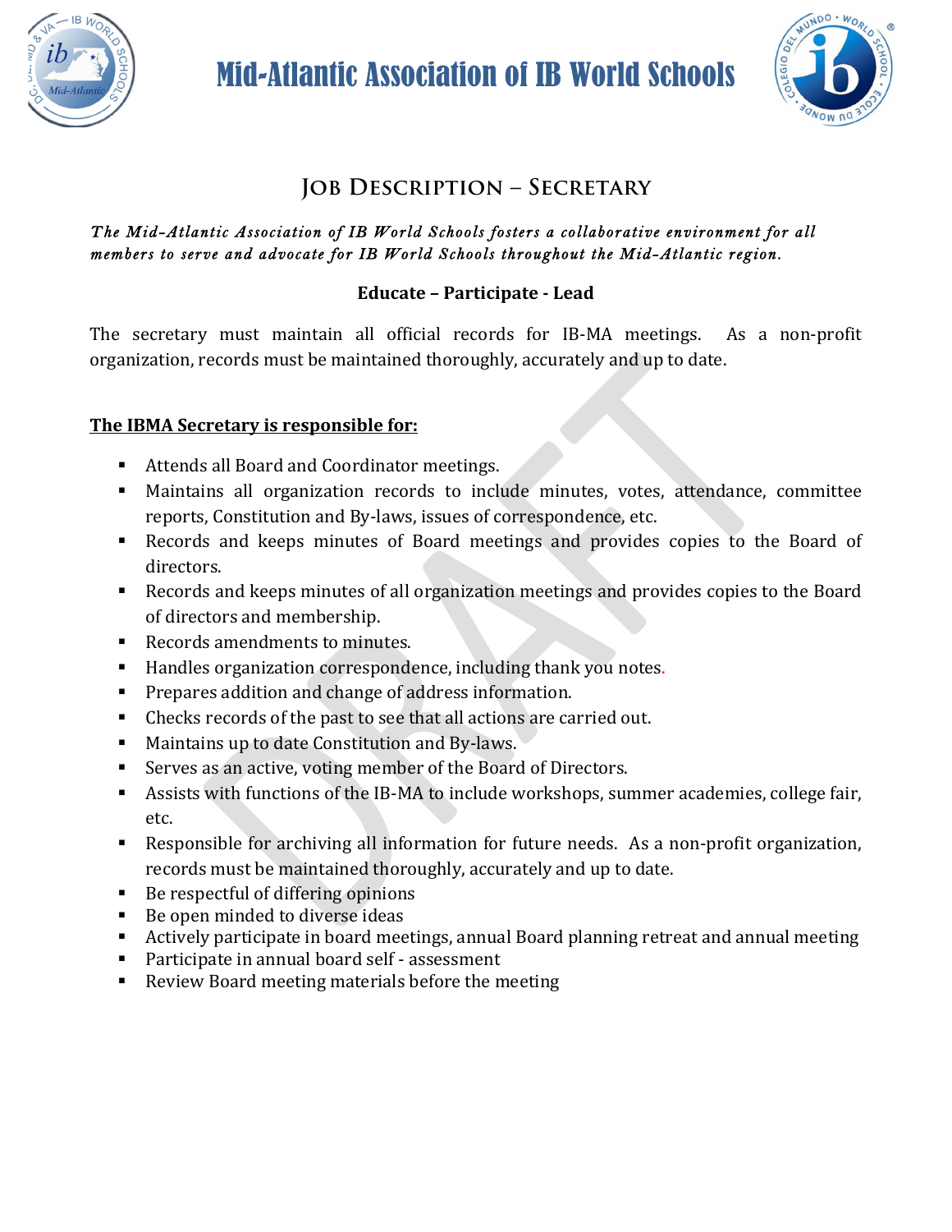# Mid-Atlantic Association of IB World Schools

## Job Description – Secretary

*The Mid-Atlantic Association of IB World Schools fosters a collaborative environment for all members to serve and advocate for IB World Schools throughout the Mid-Atlantic region.*

**Educate – Participate - Lead**

The secretary must maintain all official records for IB-MA meetings. As a non-profit organization, records must be maintained thoroughly, accurately and up to date.

**The IBMA Secretary is responsible for:**

- Attends all Board and Coordinator meetings.
- Maintains all organization records to include minutes, votes, attendance, committee reports, Constitution and By-laws, issues of correspondence, etc.
- Records and keeps minutes of Board meetings and provides copies to the Board of directors.
- Records and keeps minutes of all organization meetings and provides copies to the Board of directors and membership.
- Records amendments to minutes.
- Handles organization correspondence, including thank you notes.
- Prepares addition and change of address information.
- Checks records of the past to see that all actions are carried out.
- Maintains up to date Constitution and By-laws.
- Serves as an active, voting member of the Board of Directors.
- Assists with functions of the IB-MA to include workshops, summer academies, college fair, etc.
- Responsible for archiving all information for future needs. As a non-profit organization, records must be maintained thoroughly, accurately and up to date.
- Be respectful of differing opinions
- Be open minded to diverse ideas
- Actively participate in board meetings, annual Board planning retreat and annual meeting
- Participate in annual board self - assessment
- Review Board meeting materials before the meeting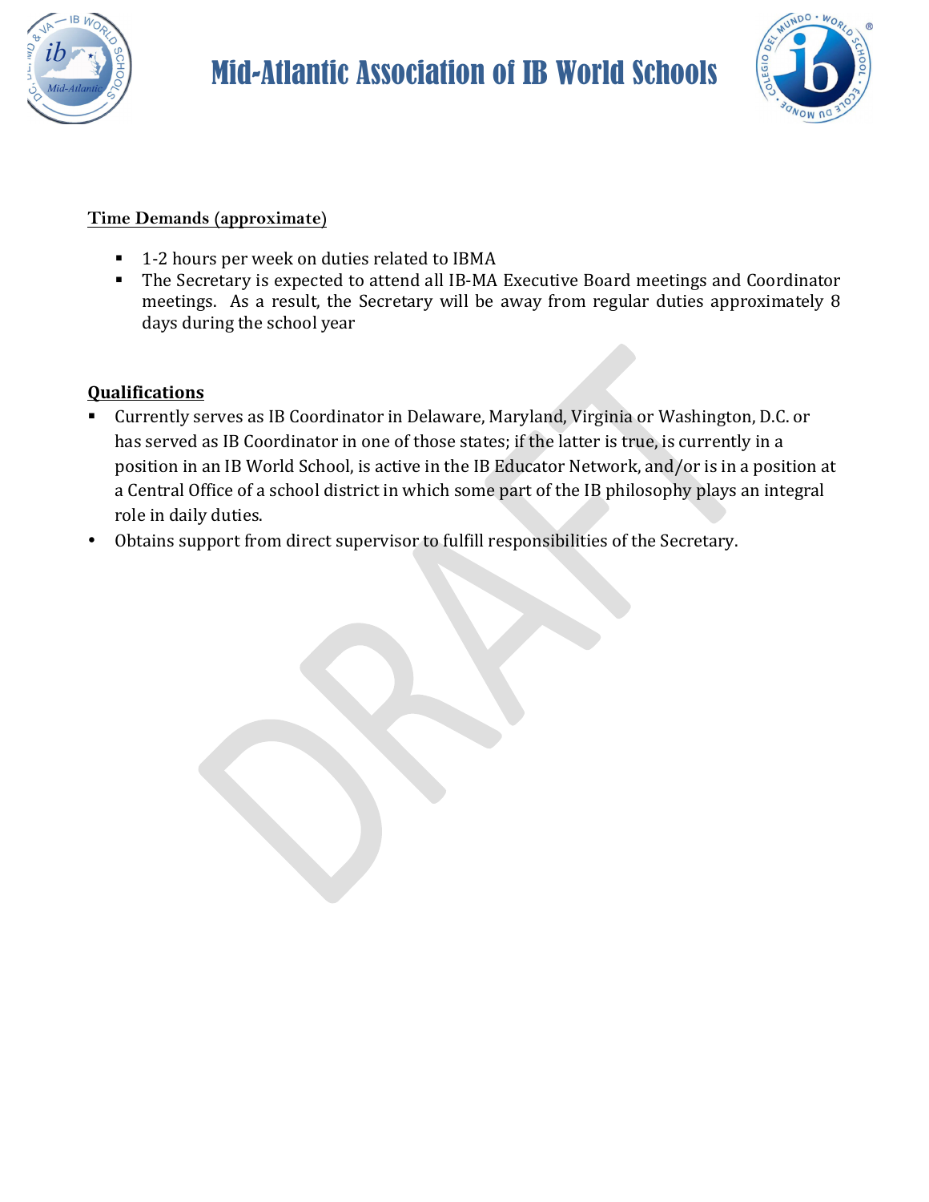**Time Demands (approximate)**

- 1-2 hours per week on duties related to IBMA
- The Secretary is expected to attend all IB-MA Executive Board meetings and Coordinator meetings. As a result, the Secretary will be away from regular duties approximately 8 days during the school year

**Qualifications**

- Currently serves as IB Coordinator in Delaware, Maryland, Virginia or Washington, D.C. or has served as IB Coordinator in one of those states; if the latter is true, is currently in a position in an IB World School, is active in the IB Educator Network, and/or is in a position at a Central Office of a school district in which some part of the IB philosophy plays an integral role in daily duties.
- Obtains support from direct supervisor to fulfill responsibilities of the Secretary.